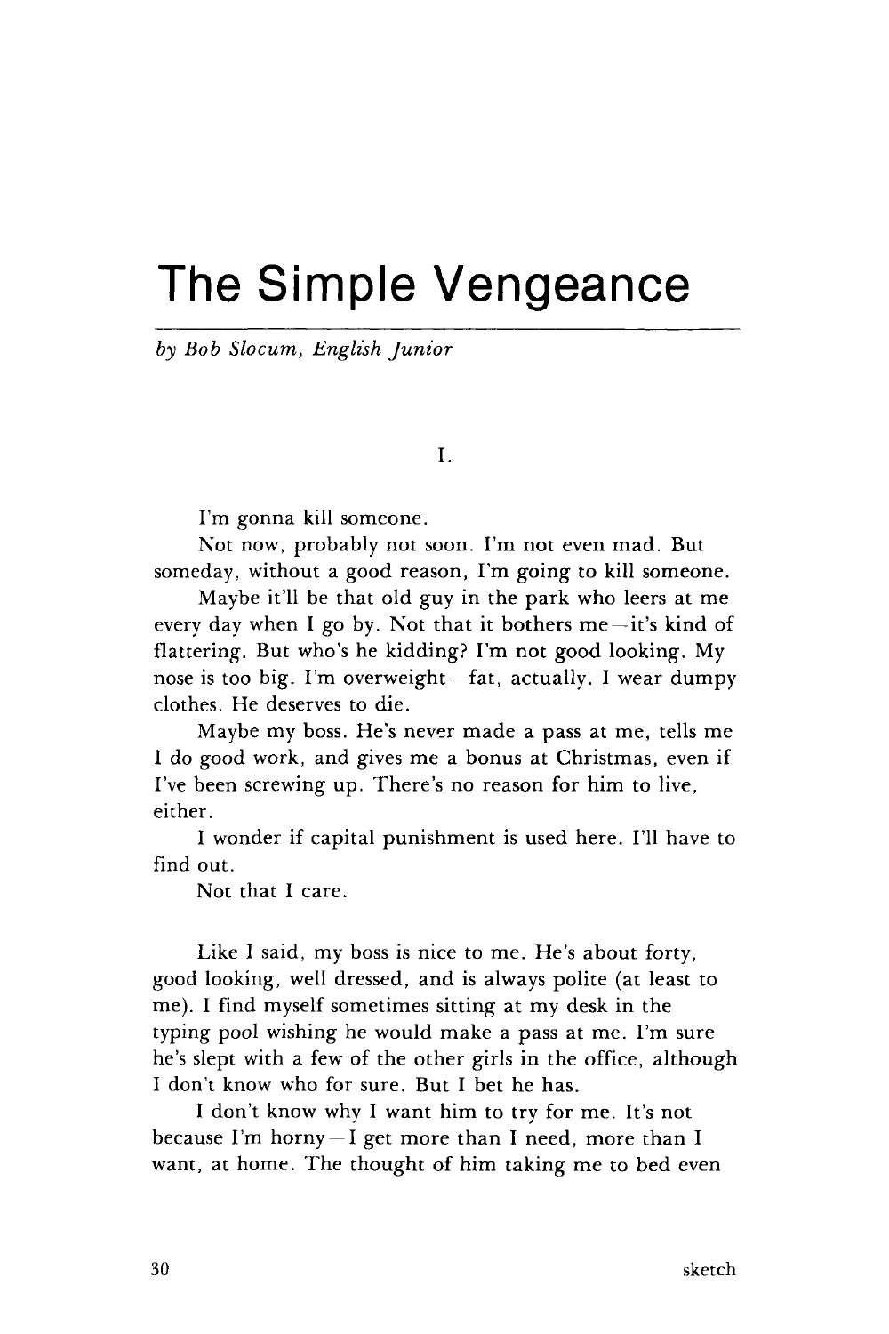# The Simple Vengeance

*by Bob Slocum, English Junior*

I.

I'm gonna kill someone.

Not now, probably not soon. I'm not even mad. But someday, without a good reason, I'm going to kill someone.

Maybe it'll be that old guy in the park who leers at me every day when I go by. Not that it bothers me—it's kind of flattering. But who's he kidding? I'm not good looking. My nose is too big. I'm overweight—fat, actually. I wear dumpy clothes. He deserves to die.

Maybe my boss. He's never made a pass at me, tells me I do good work, and gives me a bonus at Christmas, even if I've been screwing up. There's no reason for him to live, either.

I wonder if capital punishment is used here. I'll have to find out.

Not that I care.

Like I said, my boss is nice to me. He's about forty, good looking, well dressed, and is always polite (at least to me). I find myself sometimes sitting at my desk in the typing pool wishing he would make a pass at me. I'm sure he's slept with a few of the other girls in the office, although I don't know who for sure. But I bet he has.

I don't know why I want him to try for me. It's not because I'm horny—I get more than I need, more than I want, at home. The thought of him taking me to bed even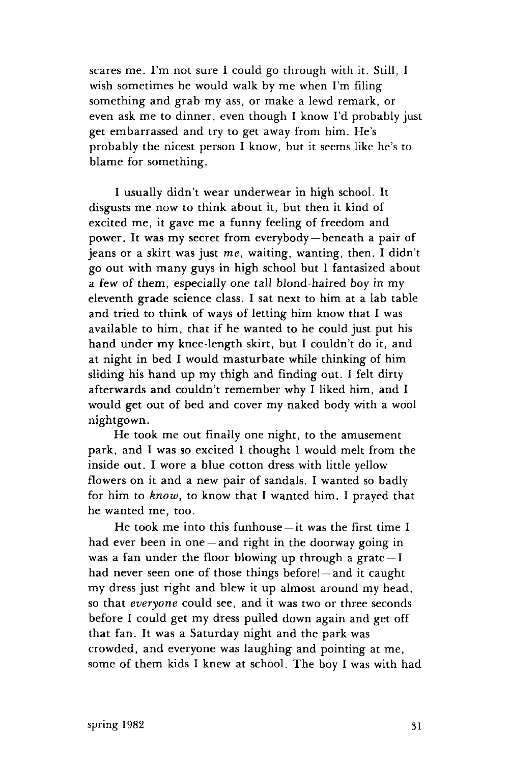scares me. I'm not sure I could go through with it. Still, I wish sometimes he would walk by me when I'm filing something and grab my ass, or make a lewd remark, or even ask me to dinner, even though I know I'd probably just get embarrassed and try to get away from him. He's probably the nicest person I know, but it seems like he's to blame for something.

I usually didn't wear underwear in high school. It disgusts me now to think about it, but then it kind of excited me, it gave me a funny feeling of freedom and power. It was my secret from everybody — beneath a pair of jeans or a skirt was just *me*, waiting, wanting, then. I didn't go out with many guys in high school but I fantasized about a few of them, especially one tall blond-haired boy in my eleventh grade science class. I sat next to him at a lab table and tried to think of ways of letting him know that I was available to him, that if he wanted to he could just put his hand under my knee-length skirt, but I couldn't do it, and at night in bed I would masturbate while thinking of him sliding his hand up my thigh and finding out. I felt dirty afterwards and couldn't remember why I liked him, and I would get out of bed and cover my naked body with a wool nightgown.

He took me out finally one night, to the amusement park, and I was so excited I thought I would melt from the inside out. I wore a blue cotton dress with little yellow flowers on it and a new pair of sandals. I wanted so badly for him to *know*, to know that I wanted him. I prayed that he wanted me, too.

He took me into this funhouse — it was the first time I had ever been in one — and right in the doorway going in was a fan under the floor blowing up through a grate — I had never seen one of those things before! — and it caught my dress just right and blew it up almost around my head, so that *everyone* could see, and it was two or three seconds before I could get my dress pulled down again and get off that fan. It was a Saturday night and the park was crowded, and everyone was laughing and pointing at me, some of them kids I knew at school. The boy I was with had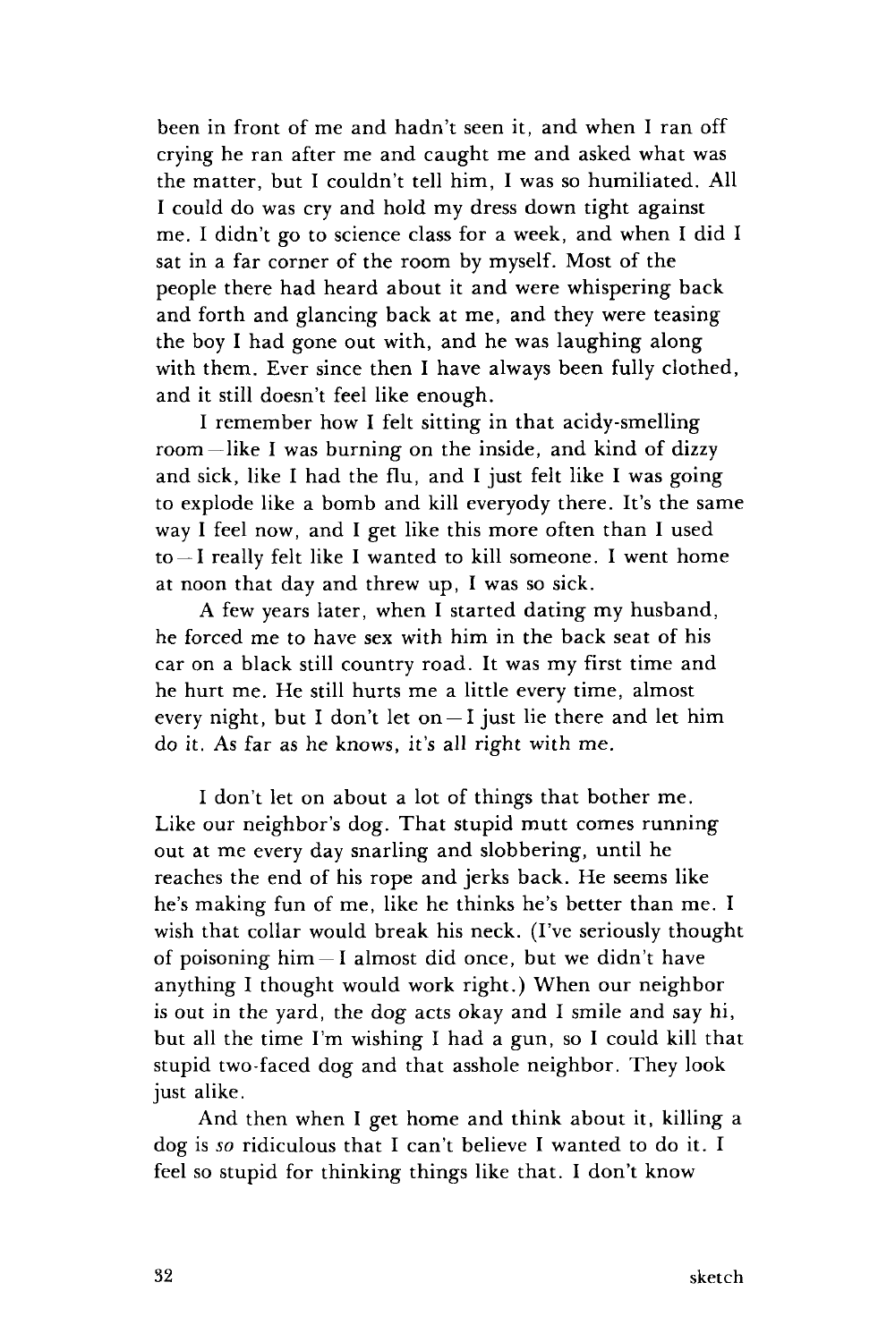been in front of me and hadn't seen it, and when I ran off crying he ran after me and caught me and asked what was the matter, but I couldn't tell him, I was so humiliated. All I could do was cry and hold my dress down tight against me. I didn't go to science class for a week, and when I did I sat in a far corner of the room by myself. Most of the people there had heard about it and were whispering back and forth and glancing back at me, and they were teasing the boy I had gone out with, and he was laughing along with them. Ever since then I have always been fully clothed, and it still doesn't feel like enough.

I remember how I felt sitting in that acidy-smelling room—like I was burning on the inside, and kind of dizzy and sick, like I had the flu, and I just felt like I was going to explode like a bomb and kill everyody there. It's the same way I feel now, and I get like this more often than I used to—I really felt like I wanted to kill someone. I went home at noon that day and threw up, I was so sick.

A few years later, when I started dating my husband, he forced me to have sex with him in the back seat of his car on a black still country road. It was my first time and he hurt me. He still hurts me a little every time, almost every night, but I don't let on—I just lie there and let him do it. As far as he knows, it's all right with me.

I don't let on about a lot of things that bother me. Like our neighbor's dog. That stupid mutt comes running out at me every day snarling and slobbering, until he reaches the end of his rope and jerks back. He seems like he's making fun of me, like he thinks he's better than me. I wish that collar would break his neck. (I've seriously thought of poisoning him—I almost did once, but we didn't have anything I thought would work right.) When our neighbor is out in the yard, the dog acts okay and I smile and say hi, but all the time I'm wishing I had a gun, so I could kill that stupid two-faced dog and that asshole neighbor. They look just alike.

And then when I get home and think about it, killing a dog is *so* ridiculous that I can't believe I wanted to do it. I feel so stupid for thinking things like that. I don't know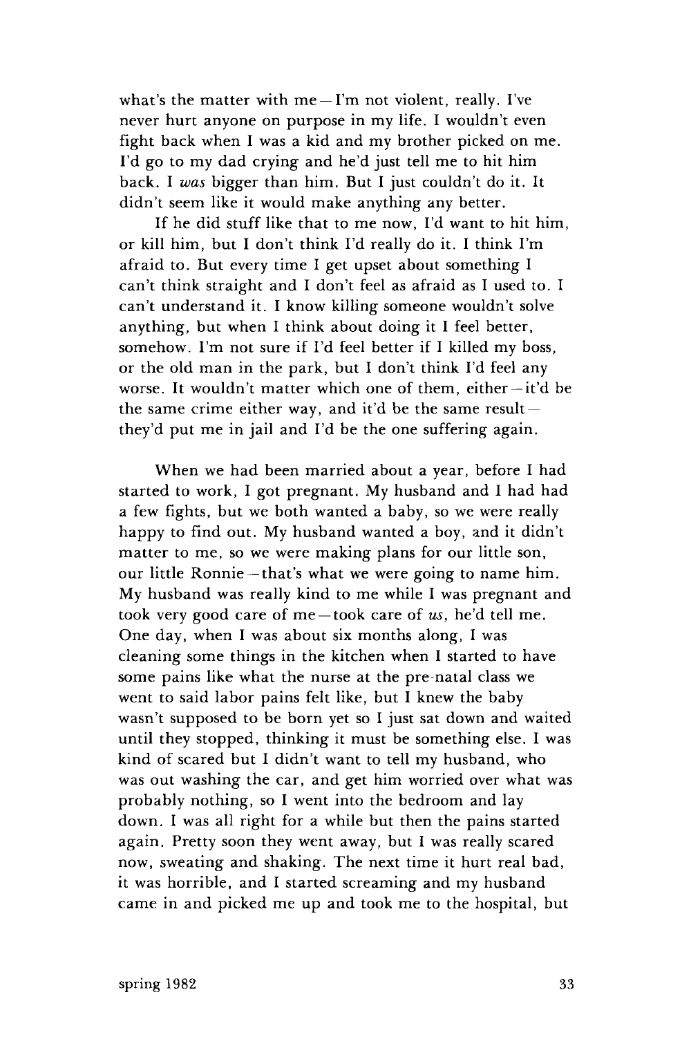what's the matter with me—I'm not violent, really. I've never hurt anyone on purpose in my life. I wouldn't even fight back when I was a kid and my brother picked on me. I'd go to my dad crying and he'd just tell me to hit him back. I *was* bigger than him. But I just couldn't do it. It didn't seem like it would make anything any better.

If he did stuff like that to me now, I'd want to hit him, or kill him, but I don't think I'd really do it. I think I'm afraid to. But every time I get upset about something I can't think straight and I don't feel as afraid as I used to. I can't understand it. I know killing someone wouldn't solve anything, but when I think about doing it I feel better, somehow. I'm not sure if I'd feel better if I killed my boss, or the old man in the park, but I don't think I'd feel any worse. It wouldn't matter which one of them, either—it'd be the same crime either way, and it'd be the same result—they'd put me in jail and I'd be the one suffering again.

When we had been married about a year, before I had started to work, I got pregnant. My husband and I had had a few fights, but we both wanted a baby, so we were really happy to find out. My husband wanted a boy, and it didn't matter to me, so we were making plans for our little son, our little Ronnie—that's what we were going to name him. My husband was really kind to me while I was pregnant and took very good care of me—took care of *us*, he'd tell me. One day, when I was about six months along, I was cleaning some things in the kitchen when I started to have some pains like what the nurse at the pre-natal class we went to said labor pains felt like, but I knew the baby wasn't supposed to be born yet so I just sat down and waited until they stopped, thinking it must be something else. I was kind of scared but I didn't want to tell my husband, who was out washing the car, and get him worried over what was probably nothing, so I went into the bedroom and lay down. I was all right for a while but then the pains started again. Pretty soon they went away, but I was really scared now, sweating and shaking. The next time it hurt real bad, it was horrible, and I started screaming and my husband came in and picked me up and took me to the hospital, but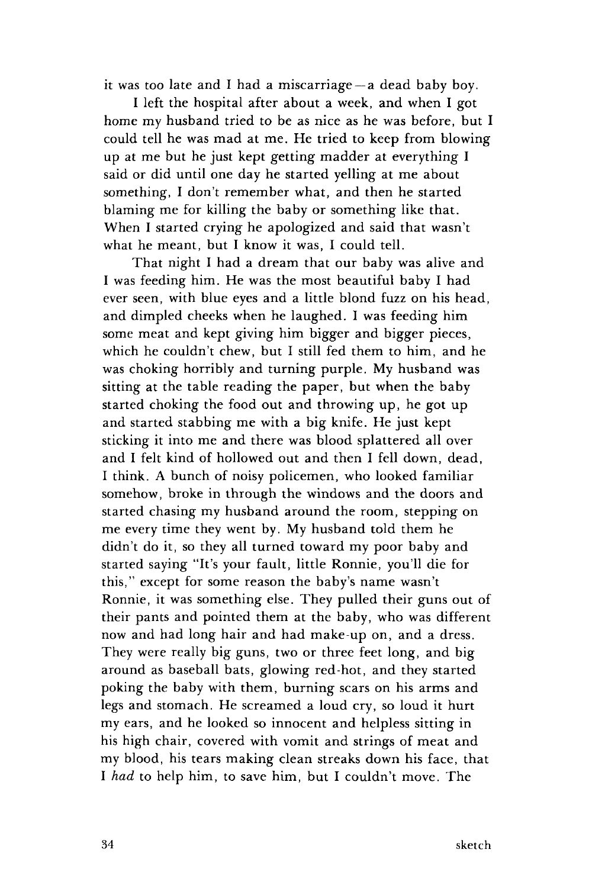it was too late and I had a miscarriage—a dead baby boy.

I left the hospital after about a week, and when I got home my husband tried to be as nice as he was before, but I could tell he was mad at me. He tried to keep from blowing up at me but he just kept getting madder at everything I said or did until one day he started yelling at me about something, I don't remember what, and then he started blaming me for killing the baby or something like that. When I started crying he apologized and said that wasn't what he meant, but I know it was, I could tell.

That night I had a dream that our baby was alive and I was feeding him. He was the most beautiful baby I had ever seen, with blue eyes and a little blond fuzz on his head, and dimpled cheeks when he laughed. I was feeding him some meat and kept giving him bigger and bigger pieces, which he couldn't chew, but I still fed them to him, and he was choking horribly and turning purple. My husband was sitting at the table reading the paper, but when the baby started choking the food out and throwing up, he got up and started stabbing me with a big knife. He just kept sticking it into me and there was blood splattered all over and I felt kind of hollowed out and then I fell down, dead, I think. A bunch of noisy policemen, who looked familiar somehow, broke in through the windows and the doors and started chasing my husband around the room, stepping on me every time they went by. My husband told them he didn't do it, so they all turned toward my poor baby and started saying "It's your fault, little Ronnie, you'll die for this," except for some reason the baby's name wasn't Ronnie, it was something else. They pulled their guns out of their pants and pointed them at the baby, who was different now and had long hair and had make-up on, and a dress. They were really big guns, two or three feet long, and big around as baseball bats, glowing red-hot, and they started poking the baby with them, burning scars on his arms and legs and stomach. He screamed a loud cry, so loud it hurt my ears, and he looked so innocent and helpless sitting in his high chair, covered with vomit and strings of meat and my blood, his tears making clean streaks down his face, that I *had* to help him, to save him, but I couldn't move. The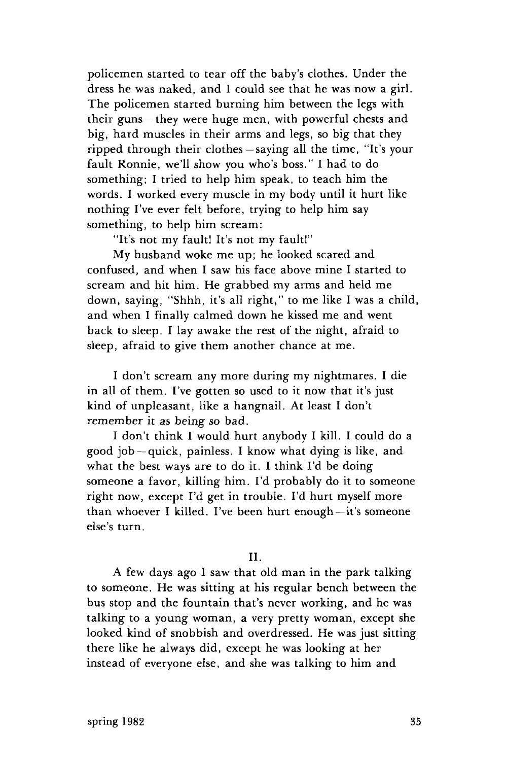policemen started to tear off the baby's clothes. Under the dress he was naked, and I could see that he was now a girl. The policemen started burning him between the legs with their guns — they were huge men, with powerful chests and big, hard muscles in their arms and legs, so big that they ripped through their clothes — saying all the time, "It's your fault Ronnie, we'll show you who's boss." I had to do something; I tried to help him speak, to teach him the words. I worked every muscle in my body until it hurt like nothing I've ever felt before, trying to help him say something, to help him scream:

"It's not my fault! It's not my fault!"

My husband woke me up; he looked scared and confused, and when I saw his face above mine I started to scream and hit him. He grabbed my arms and held me down, saying, "Shhh, it's all right," to me like I was a child, and when I finally calmed down he kissed me and went back to sleep. I lay awake the rest of the night, afraid to sleep, afraid to give them another chance at me.

I don't scream any more during my nightmares. I die in all of them. I've gotten so used to it now that it's just kind of unpleasant, like a hangnail. At least I don't remember it as being so bad.

I don't think I would hurt anybody I kill. I could do a good job — quick, painless. I know what dying is like, and what the best ways are to do it. I think I'd be doing someone a favor, killing him. I'd probably do it to someone right now, except I'd get in trouble. I'd hurt myself more than whoever I killed. I've been hurt enough — it's someone else's turn.

## II.

A few days ago I saw that old man in the park talking to someone. He was sitting at his regular bench between the bus stop and the fountain that's never working, and he was talking to a young woman, a very pretty woman, except she looked kind of snobbish and overdressed. He was just sitting there like he always did, except he was looking at her instead of everyone else, and she was talking to him and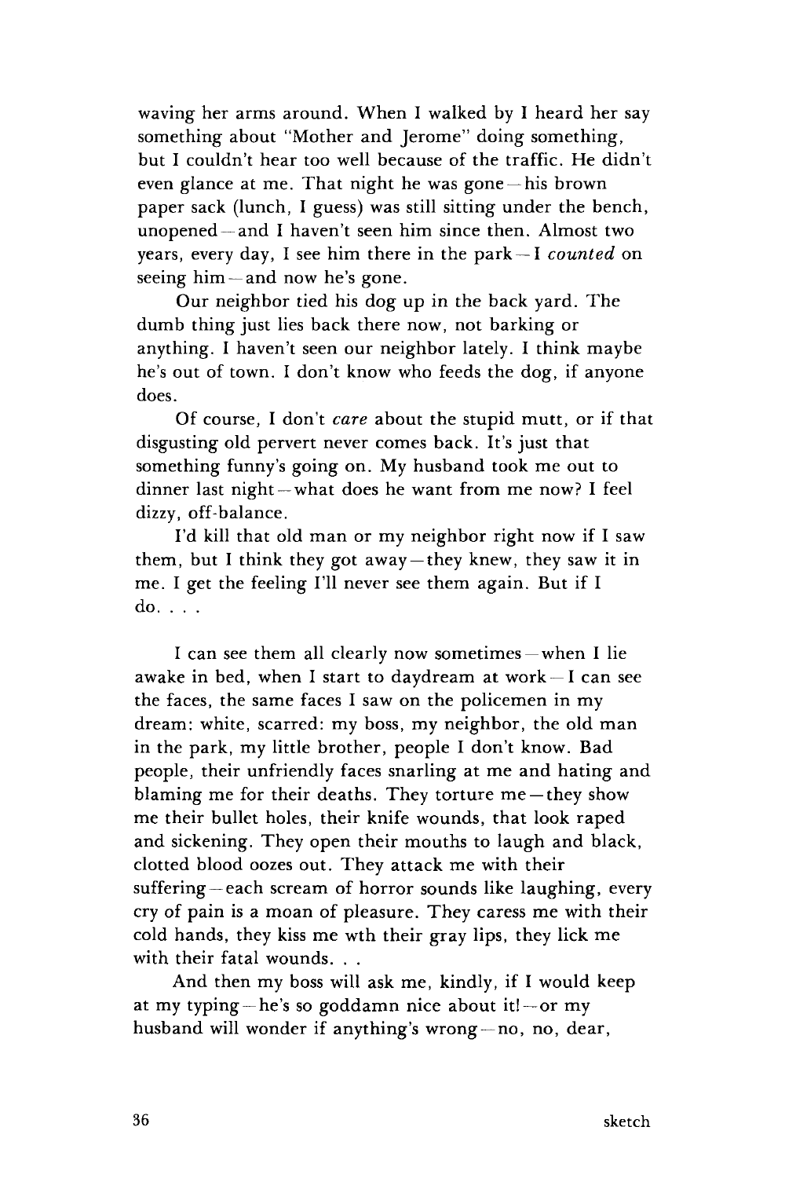waving her arms around. When I walked by I heard her say something about "Mother and Jerome" doing something, but I couldn't hear too well because of the traffic. He didn't even glance at me. That night he was gone—his brown paper sack (lunch, I guess) was still sitting under the bench, unopened—and I haven't seen him since then. Almost two years, every day, I see him there in the park—I *counted* on seeing him—and now he's gone.

Our neighbor tied his dog up in the back yard. The dumb thing just lies back there now, not barking or anything. I haven't seen our neighbor lately. I think maybe he's out of town. I don't know who feeds the dog, if anyone does.

Of course, I don't *care* about the stupid mutt, or if that disgusting old pervert never comes back. It's just that something funny's going on. My husband took me out to dinner last night—what does he want from me now? I feel dizzy, off-balance.

I'd kill that old man or my neighbor right now if I saw them, but I think they got away—they knew, they saw it in me. I get the feeling I'll never see them again. But if I do. . . .

I can see them all clearly now sometimes—when I lie awake in bed, when I start to daydream at work—I can see the faces, the same faces I saw on the policemen in my dream: white, scarred: my boss, my neighbor, the old man in the park, my little brother, people I don't know. Bad people, their unfriendly faces snarling at me and hating and blaming me for their deaths. They torture me—they show me their bullet holes, their knife wounds, that look raped and sickening. They open their mouths to laugh and black, clotted blood oozes out. They attack me with their suffering—each scream of horror sounds like laughing, every cry of pain is a moan of pleasure. They caress me with their cold hands, they kiss me wth their gray lips, they lick me with their fatal wounds. . .

And then my boss will ask me, kindly, if I would keep at my typing—he's so goddamn nice about it!—or my husband will wonder if anything's wrong—no, no, dear,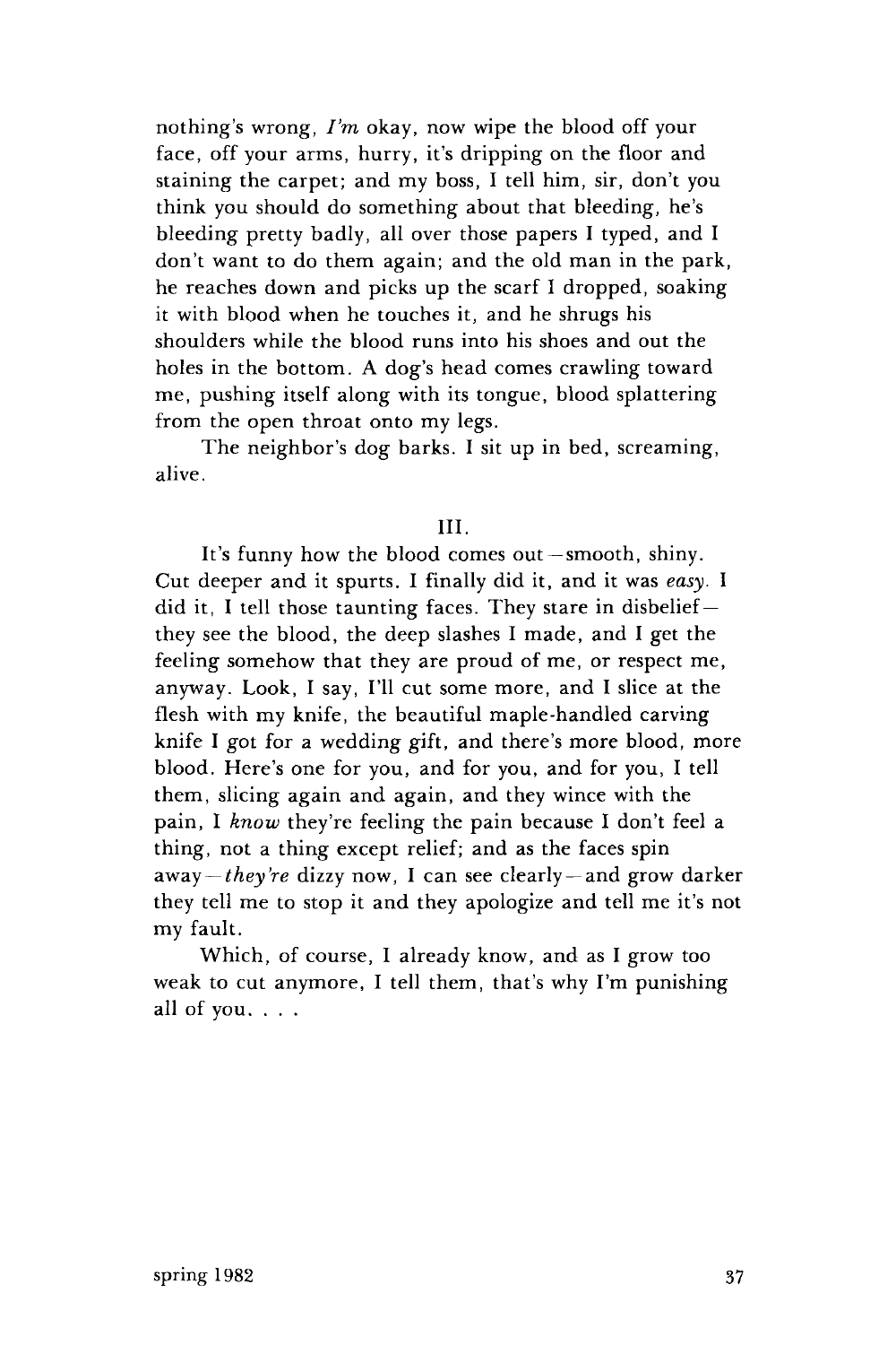nothing's wrong, *I'm* okay, now wipe the blood off your face, off your arms, hurry, it's dripping on the floor and staining the carpet; and my boss, I tell him, sir, don't you think you should do something about that bleeding, he's bleeding pretty badly, all over those papers I typed, and I don't want to do them again; and the old man in the park, he reaches down and picks up the scarf I dropped, soaking it with blood when he touches it, and he shrugs his shoulders while the blood runs into his shoes and out the holes in the bottom. A dog's head comes crawling toward me, pushing itself along with its tongue, blood splattering from the open throat onto my legs.

The neighbor's dog barks. I sit up in bed, screaming, alive.

III.

It's funny how the blood comes out—smooth, shiny. Cut deeper and it spurts. I finally did it, and it was *easy.* I did it, I tell those taunting faces. They stare in disbelief—they see the blood, the deep slashes I made, and I get the feeling somehow that they are proud of me, or respect me, anyway. Look, I say, I'll cut some more, and I slice at the flesh with my knife, the beautiful maple-handled carving knife I got for a wedding gift, and there's more blood, more blood. Here's one for you, and for you, and for you, I tell them, slicing again and again, and they wince with the pain, I *know* they're feeling the pain because I don't feel a thing, not a thing except relief; and as the faces spin away—*they're* dizzy now, I can see clearly—and grow darker they tell me to stop it and they apologize and tell me it's not my fault.

Which, of course, I already know, and as I grow too weak to cut anymore, I tell them, that's why I'm punishing all of you. . . .